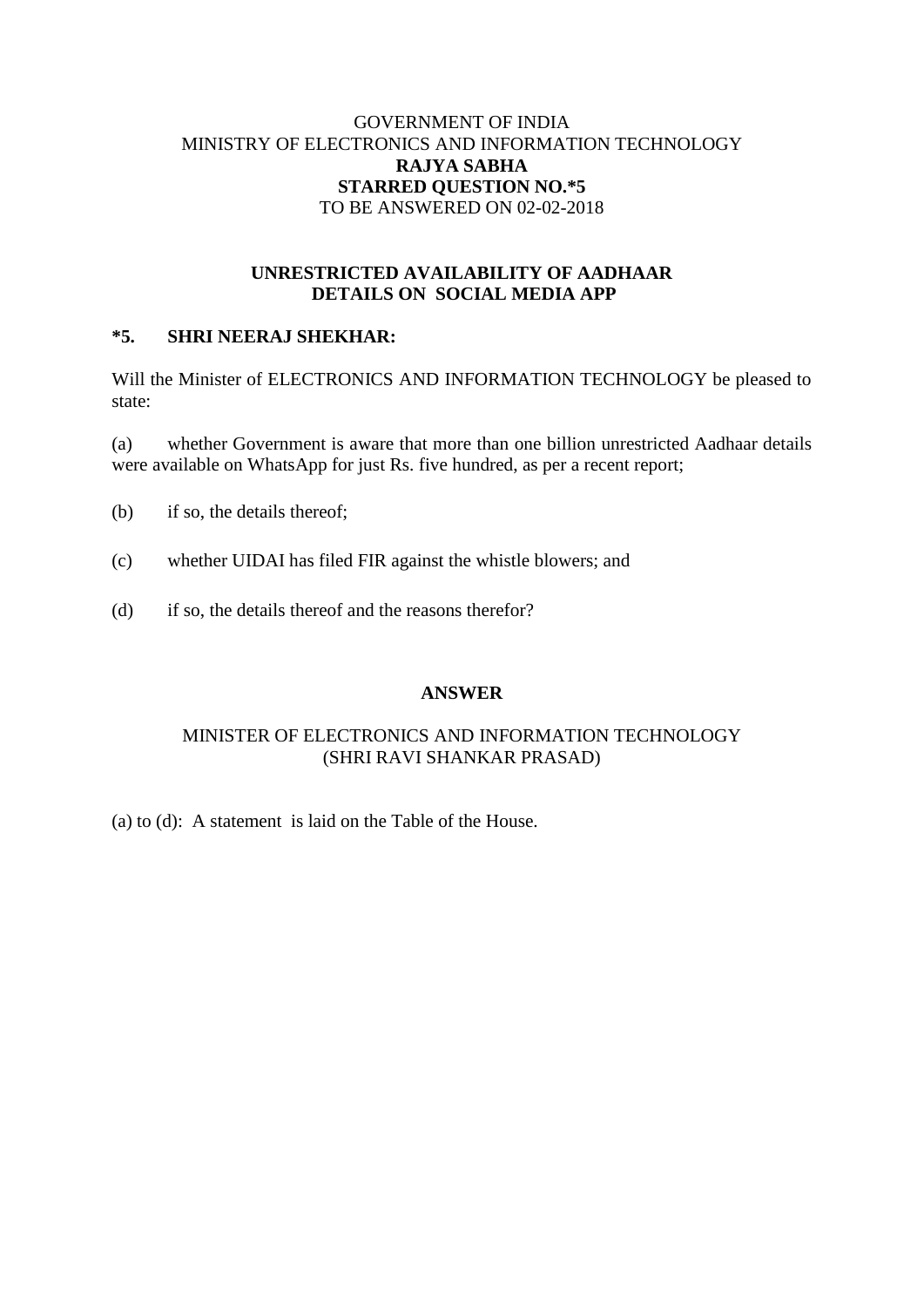GOVERNMENT OF INDIA
MINISTRY OF ELECTRONICS AND INFORMATION TECHNOLOGY
**RAJYA SABHA**
**STARRED QUESTION NO.*5**
TO BE ANSWERED ON 02-02-2018

## UNRESTRICTED AVAILABILITY OF AADHAAR DETAILS ON SOCIAL MEDIA APP

**\*5. SHRI NEERAJ SHEKHAR:**

Will the Minister of ELECTRONICS AND INFORMATION TECHNOLOGY be pleased to state:

(a) whether Government is aware that more than one billion unrestricted Aadhaar details were available on WhatsApp for just Rs. five hundred, as per a recent report;

(b) if so, the details thereof;

(c) whether UIDAI has filed FIR against the whistle blowers; and

(d) if so, the details thereof and the reasons therefor?

**ANSWER**

MINISTER OF ELECTRONICS AND INFORMATION TECHNOLOGY
(SHRI RAVI SHANKAR PRASAD)

(a) to (d): A statement is laid on the Table of the House.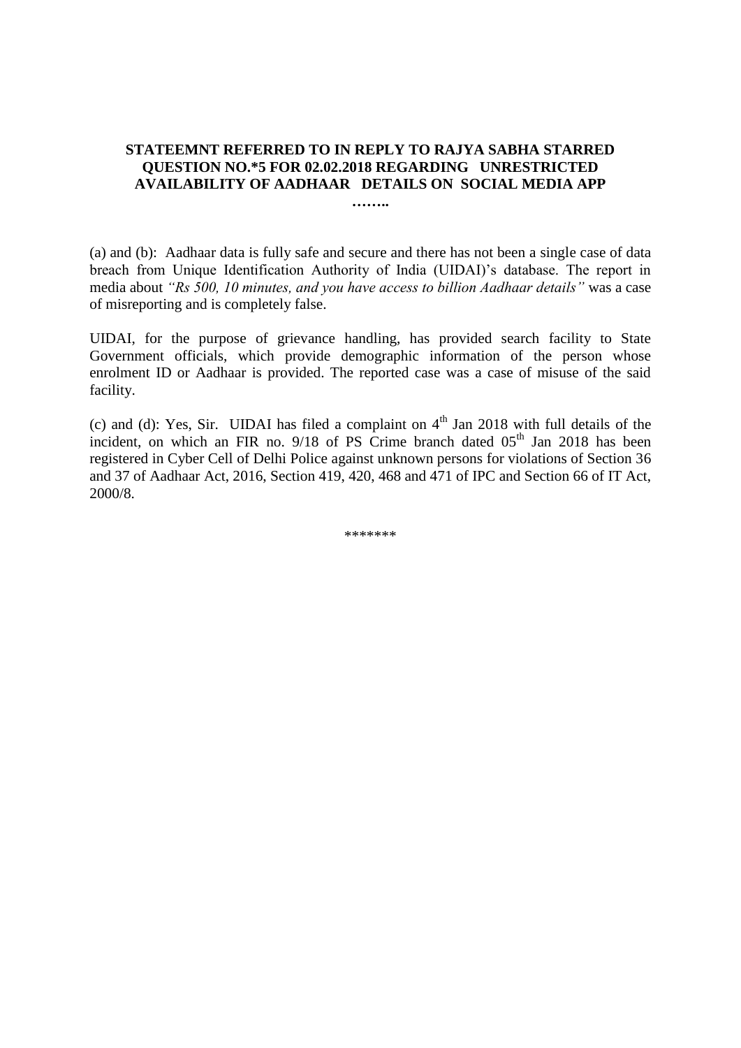**STATEEMNT REFERRED TO IN REPLY TO RAJYA SABHA STARRED QUESTION NO.*5 FOR 02.02.2018 REGARDING UNRESTRICTED AVAILABILITY OF AADHAAR DETAILS ON SOCIAL MEDIA APP**

**……..**

(a) and (b): Aadhaar data is fully safe and secure and there has not been a single case of data breach from Unique Identification Authority of India (UIDAI)'s database. The report in media about *"Rs 500, 10 minutes, and you have access to billion Aadhaar details"* was a case of misreporting and is completely false.

UIDAI, for the purpose of grievance handling, has provided search facility to State Government officials, which provide demographic information of the person whose enrolment ID or Aadhaar is provided. The reported case was a case of misuse of the said facility.

(c) and (d): Yes, Sir. UIDAI has filed a complaint on 4th Jan 2018 with full details of the incident, on which an FIR no. 9/18 of PS Crime branch dated 05th Jan 2018 has been registered in Cyber Cell of Delhi Police against unknown persons for violations of Section 36 and 37 of Aadhaar Act, 2016, Section 419, 420, 468 and 471 of IPC and Section 66 of IT Act, 2000/8.

*******